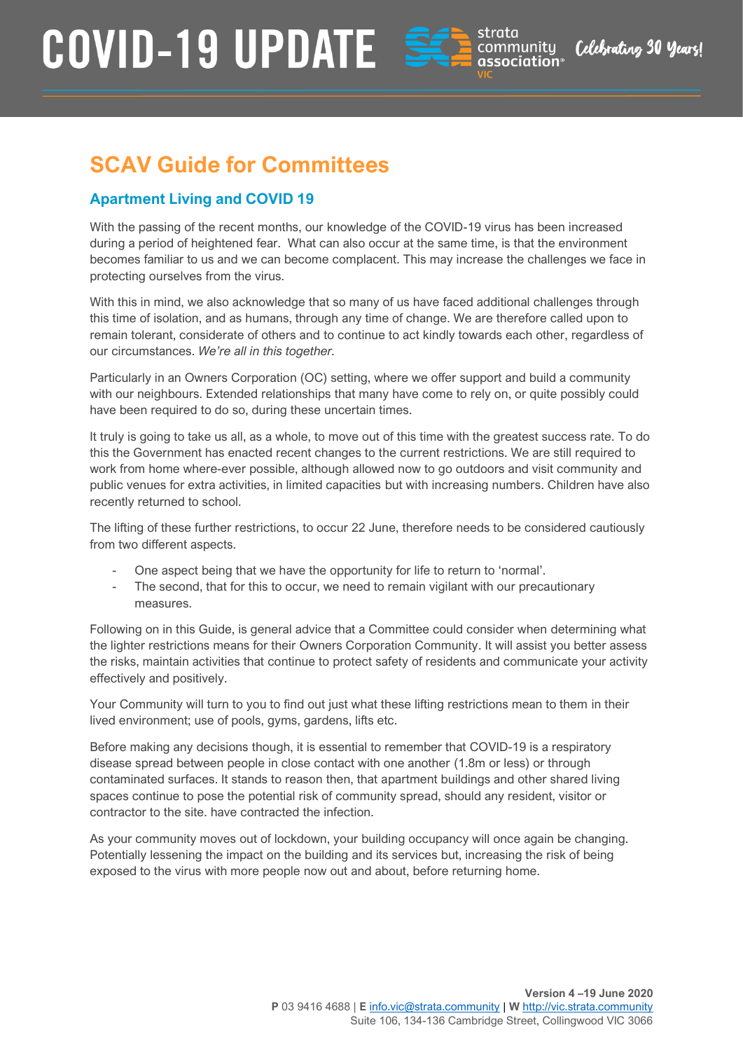# SCAV Guide for Committees

## Apartment Living and COVID 19

With the passing of the recent months, our knowledge of the COVID-19 virus has been increased during a period of heightened fear. What can also occur at the same time, is that the environment becomes familiar to us and we can become complacent. This may increase the challenges we face in protecting ourselves from the virus.

With this in mind, we also acknowledge that so many of us have faced additional challenges through this time of isolation, and as humans, through any time of change. We are therefore called upon to remain tolerant, considerate of others and to continue to act kindly towards each other, regardless of our circumstances. *We're all in this together.*

Particularly in an Owners Corporation (OC) setting, where we offer support and build a community with our neighbours. Extended relationships that many have come to rely on, or quite possibly could have been required to do so, during these uncertain times.

It truly is going to take us all, as a whole, to move out of this time with the greatest success rate. To do this the Government has enacted recent changes to the current restrictions. We are still required to work from home where-ever possible, although allowed now to go outdoors and visit community and public venues for extra activities, in limited capacities but with increasing numbers. Children have also recently returned to school.

The lifting of these further restrictions, to occur 22 June, therefore needs to be considered cautiously from two different aspects.

- One aspect being that we have the opportunity for life to return to 'normal'.
- The second, that for this to occur, we need to remain vigilant with our precautionary measures.

Following on in this Guide, is general advice that a Committee could consider when determining what the lighter restrictions means for their Owners Corporation Community. It will assist you better assess the risks, maintain activities that continue to protect safety of residents and communicate your activity effectively and positively.

Your Community will turn to you to find out just what these lifting restrictions mean to them in their lived environment; use of pools, gyms, gardens, lifts etc.

Before making any decisions though, it is essential to remember that COVID-19 is a respiratory disease spread between people in close contact with one another (1.8m or less) or through contaminated surfaces. It stands to reason then, that apartment buildings and other shared living spaces continue to pose the potential risk of community spread, should any resident, visitor or contractor to the site. have contracted the infection.

As your community moves out of lockdown, your building occupancy will once again be changing. Potentially lessening the impact on the building and its services but, increasing the risk of being exposed to the virus with more people now out and about, before returning home.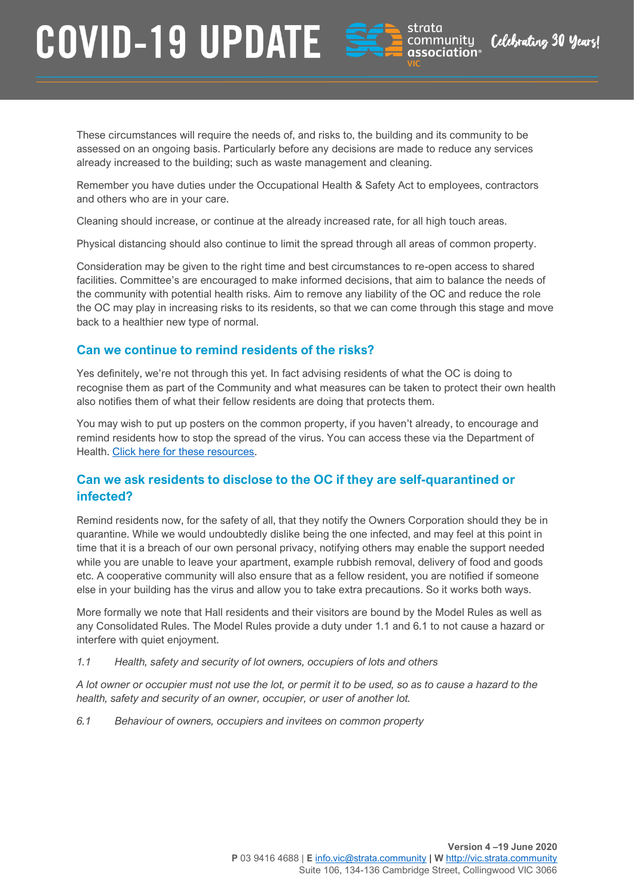These circumstances will require the needs of, and risks to, the building and its community to be assessed on an ongoing basis. Particularly before any decisions are made to reduce any services already increased to the building; such as waste management and cleaning.

Remember you have duties under the Occupational Health & Safety Act to employees, contractors and others who are in your care.

Cleaning should increase, or continue at the already increased rate, for all high touch areas.

Physical distancing should also continue to limit the spread through all areas of common property.

Consideration may be given to the right time and best circumstances to re-open access to shared facilities. Committee's are encouraged to make informed decisions, that aim to balance the needs of the community with potential health risks. Aim to remove any liability of the OC and reduce the role the OC may play in increasing risks to its residents, so that we can come through this stage and move back to a healthier new type of normal.

## Can we continue to remind residents of the risks?

Yes definitely, we're not through this yet. In fact advising residents of what the OC is doing to recognise them as part of the Community and what measures can be taken to protect their own health also notifies them of what their fellow residents are doing that protects them.

You may wish to put up posters on the common property, if you haven't already, to encourage and remind residents how to stop the spread of the virus. You can access these via the Department of Health. [Click here for these resources](#).

## Can we ask residents to disclose to the OC if they are self-quarantined or infected?

Remind residents now, for the safety of all, that they notify the Owners Corporation should they be in quarantine. While we would undoubtedly dislike being the one infected, and may feel at this point in time that it is a breach of our own personal privacy, notifying others may enable the support needed while you are unable to leave your apartment, example rubbish removal, delivery of food and goods etc. A cooperative community will also ensure that as a fellow resident, you are notified if someone else in your building has the virus and allow you to take extra precautions. So it works both ways.

More formally we note that Hall residents and their visitors are bound by the Model Rules as well as any Consolidated Rules. The Model Rules provide a duty under 1.1 and 6.1 to not cause a hazard or interfere with quiet enjoyment.

*1.1 Health, safety and security of lot owners, occupiers of lots and others*

*A lot owner or occupier must not use the lot, or permit it to be used, so as to cause a hazard to the health, safety and security of an owner, occupier, or user of another lot.*

*6.1 Behaviour of owners, occupiers and invitees on common property*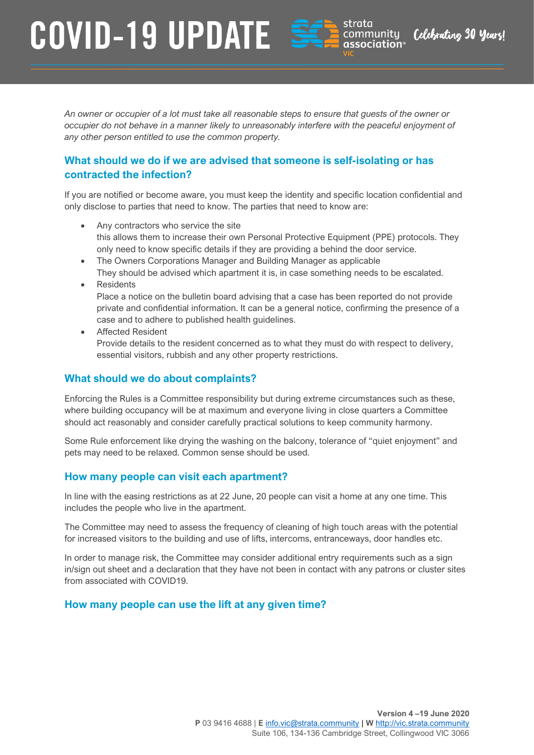*An owner or occupier of a lot must take all reasonable steps to ensure that guests of the owner or occupier do not behave in a manner likely to unreasonably interfere with the peaceful enjoyment of any other person entitled to use the common property.*

## What should we do if we are advised that someone is self-isolating or has contracted the infection?

If you are notified or become aware, you must keep the identity and specific location confidential and only disclose to parties that need to know. The parties that need to know are:

- Any contractors who service the site
  this allows them to increase their own Personal Protective Equipment (PPE) protocols. They only need to know specific details if they are providing a behind the door service.
- The Owners Corporations Manager and Building Manager as applicable
  They should be advised which apartment it is, in case something needs to be escalated.
- Residents
  Place a notice on the bulletin board advising that a case has been reported do not provide private and confidential information. It can be a general notice, confirming the presence of a case and to adhere to published health guidelines.
- Affected Resident
  Provide details to the resident concerned as to what they must do with respect to delivery, essential visitors, rubbish and any other property restrictions.

## What should we do about complaints?

Enforcing the Rules is a Committee responsibility but during extreme circumstances such as these, where building occupancy will be at maximum and everyone living in close quarters a Committee should act reasonably and consider carefully practical solutions to keep community harmony.

Some Rule enforcement like drying the washing on the balcony, tolerance of "quiet enjoyment" and pets may need to be relaxed. Common sense should be used.

## How many people can visit each apartment?

In line with the easing restrictions as at 22 June, 20 people can visit a home at any one time. This includes the people who live in the apartment.

The Committee may need to assess the frequency of cleaning of high touch areas with the potential for increased visitors to the building and use of lifts, intercoms, entranceways, door handles etc.

In order to manage risk, the Committee may consider additional entry requirements such as a sign in/sign out sheet and a declaration that they have not been in contact with any patrons or cluster sites from associated with COVID19.

## How many people can use the lift at any given time?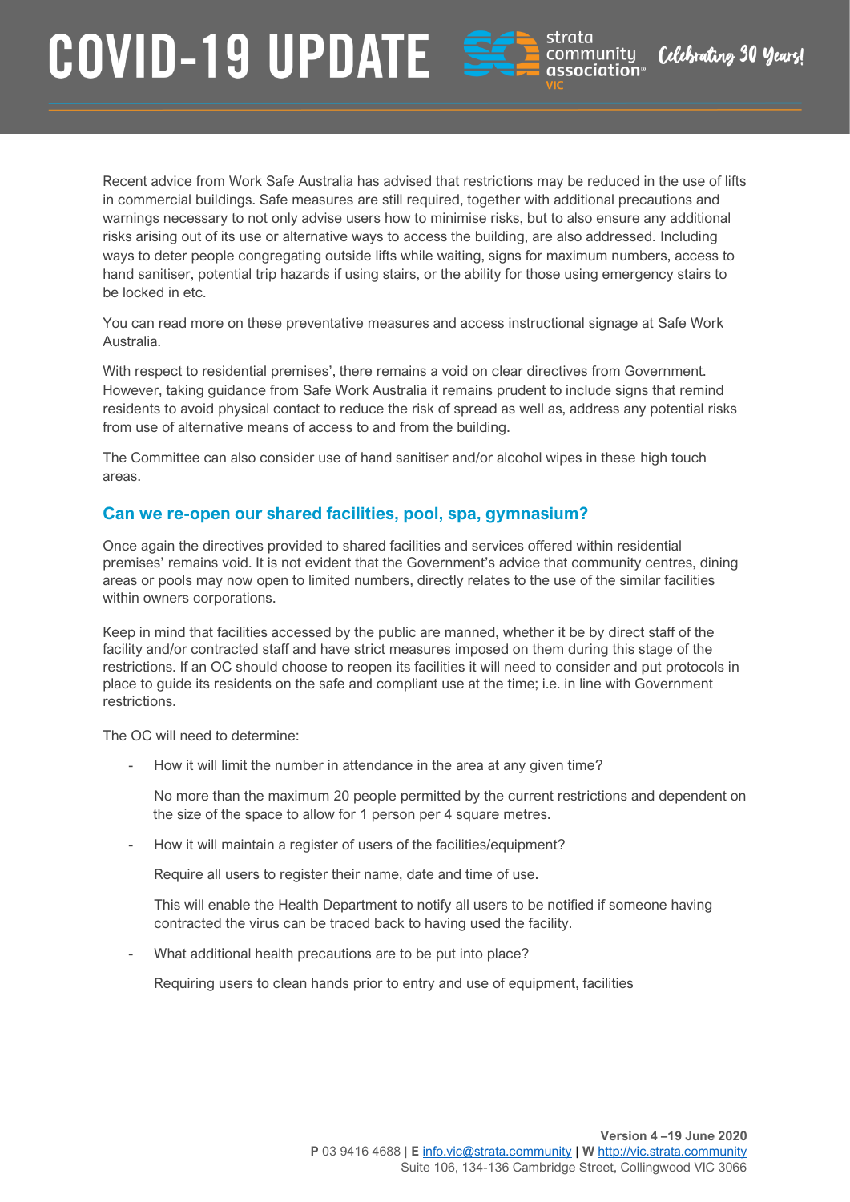Recent advice from Work Safe Australia has advised that restrictions may be reduced in the use of lifts in commercial buildings. Safe measures are still required, together with additional precautions and warnings necessary to not only advise users how to minimise risks, but to also ensure any additional risks arising out of its use or alternative ways to access the building, are also addressed. Including ways to deter people congregating outside lifts while waiting, signs for maximum numbers, access to hand sanitiser, potential trip hazards if using stairs, or the ability for those using emergency stairs to be locked in etc.

You can read more on these preventative measures and access instructional signage at Safe Work Australia.

With respect to residential premises', there remains a void on clear directives from Government. However, taking guidance from Safe Work Australia it remains prudent to include signs that remind residents to avoid physical contact to reduce the risk of spread as well as, address any potential risks from use of alternative means of access to and from the building.

The Committee can also consider use of hand sanitiser and/or alcohol wipes in these high touch areas.

## Can we re-open our shared facilities, pool, spa, gymnasium?

Once again the directives provided to shared facilities and services offered within residential premises' remains void. It is not evident that the Government's advice that community centres, dining areas or pools may now open to limited numbers, directly relates to the use of the similar facilities within owners corporations.

Keep in mind that facilities accessed by the public are manned, whether it be by direct staff of the facility and/or contracted staff and have strict measures imposed on them during this stage of the restrictions. If an OC should choose to reopen its facilities it will need to consider and put protocols in place to guide its residents on the safe and compliant use at the time; i.e. in line with Government restrictions.

The OC will need to determine:

- How it will limit the number in attendance in the area at any given time?

  No more than the maximum 20 people permitted by the current restrictions and dependent on the size of the space to allow for 1 person per 4 square metres.

- How it will maintain a register of users of the facilities/equipment?

  Require all users to register their name, date and time of use.

  This will enable the Health Department to notify all users to be notified if someone having contracted the virus can be traced back to having used the facility.

- What additional health precautions are to be put into place?

  Requiring users to clean hands prior to entry and use of equipment, facilities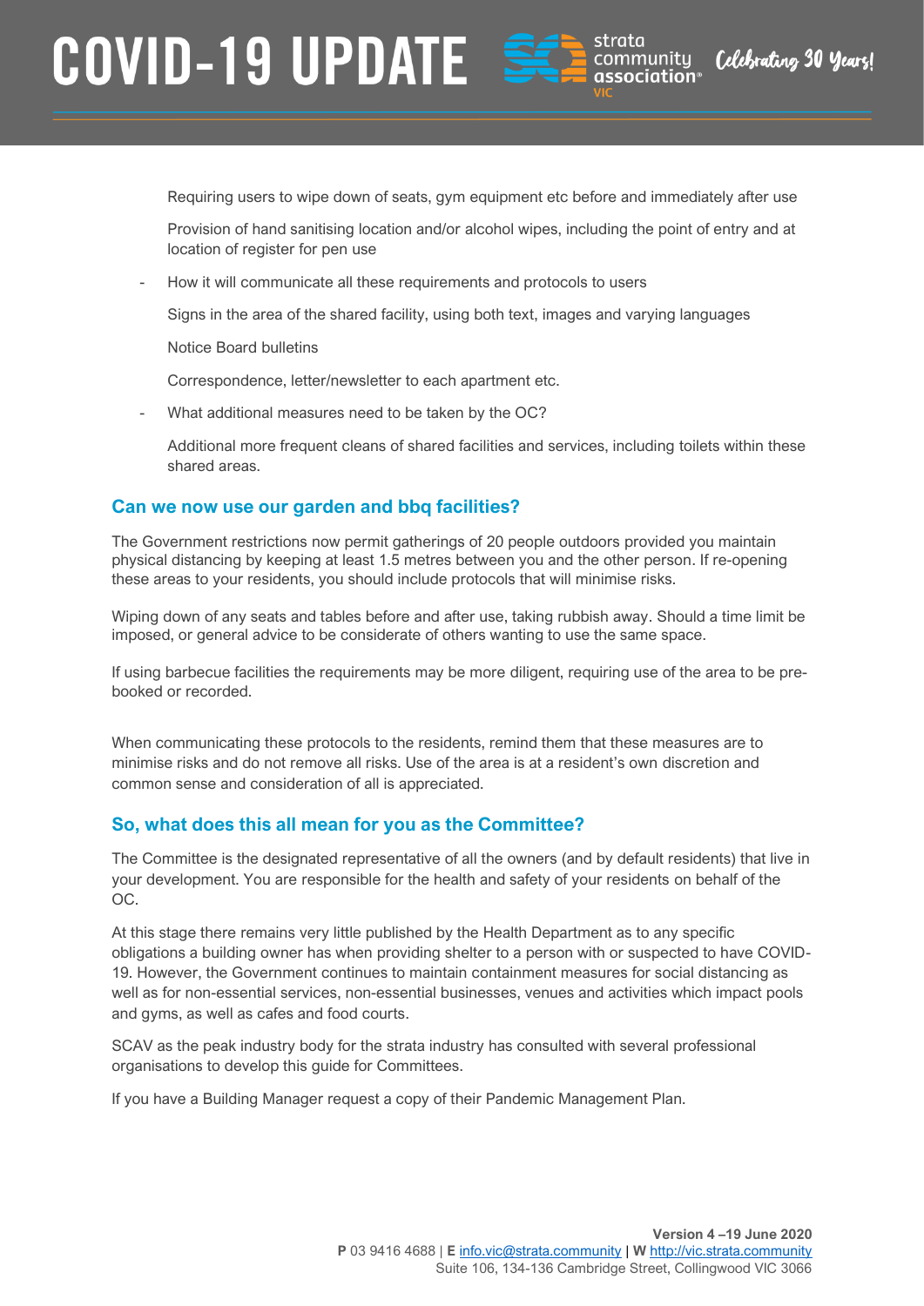Requiring users to wipe down of seats, gym equipment etc before and immediately after use

Provision of hand sanitising location and/or alcohol wipes, including the point of entry and at location of register for pen use

- How it will communicate all these requirements and protocols to users

  Signs in the area of the shared facility, using both text, images and varying languages

  Notice Board bulletins

  Correspondence, letter/newsletter to each apartment etc.

- What additional measures need to be taken by the OC?

  Additional more frequent cleans of shared facilities and services, including toilets within these shared areas.

## Can we now use our garden and bbq facilities?

The Government restrictions now permit gatherings of 20 people outdoors provided you maintain physical distancing by keeping at least 1.5 metres between you and the other person. If re-opening these areas to your residents, you should include protocols that will minimise risks.

Wiping down of any seats and tables before and after use, taking rubbish away. Should a time limit be imposed, or general advice to be considerate of others wanting to use the same space.

If using barbecue facilities the requirements may be more diligent, requiring use of the area to be pre-booked or recorded.

When communicating these protocols to the residents, remind them that these measures are to minimise risks and do not remove all risks. Use of the area is at a resident's own discretion and common sense and consideration of all is appreciated.

## So, what does this all mean for you as the Committee?

The Committee is the designated representative of all the owners (and by default residents) that live in your development. You are responsible for the health and safety of your residents on behalf of the OC.

At this stage there remains very little published by the Health Department as to any specific obligations a building owner has when providing shelter to a person with or suspected to have COVID-19. However, the Government continues to maintain containment measures for social distancing as well as for non-essential services, non-essential businesses, venues and activities which impact pools and gyms, as well as cafes and food courts.

SCAV as the peak industry body for the strata industry has consulted with several professional organisations to develop this guide for Committees.

If you have a Building Manager request a copy of their Pandemic Management Plan.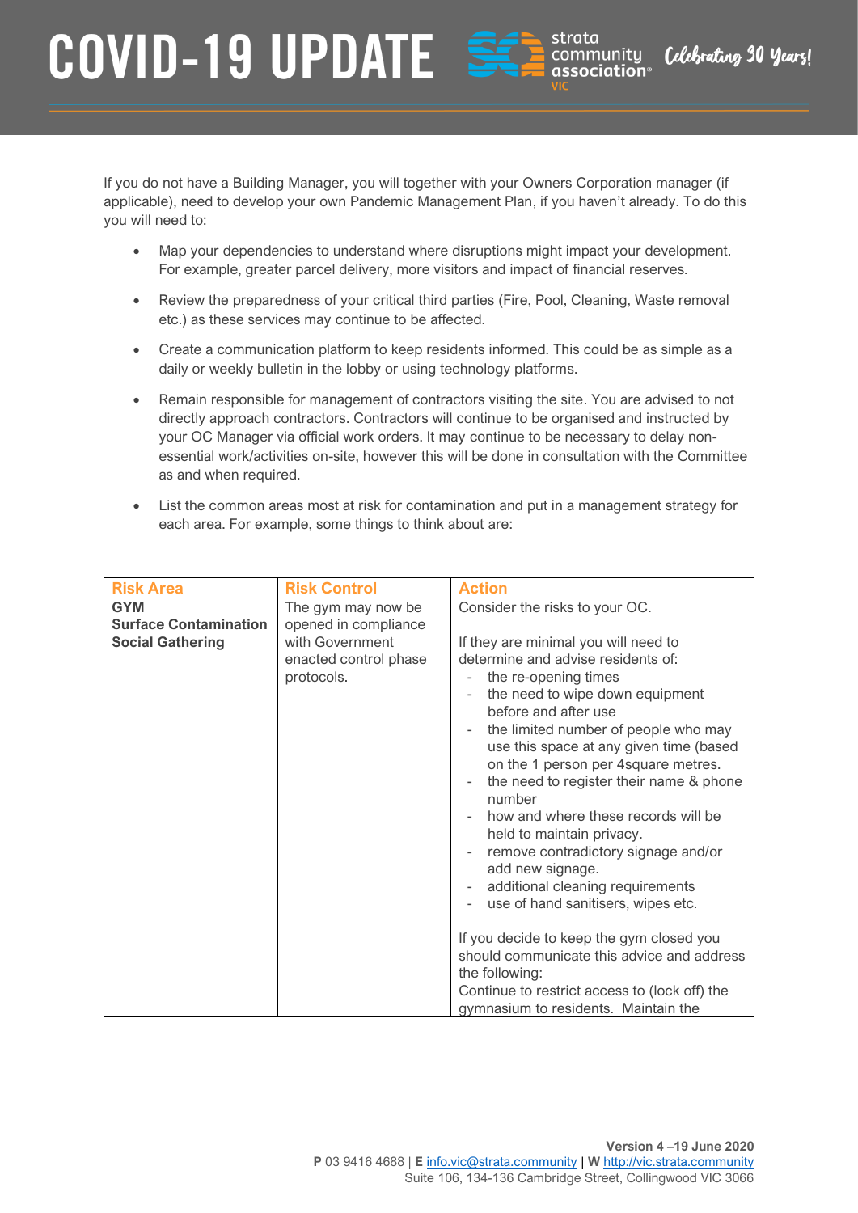If you do not have a Building Manager, you will together with your Owners Corporation manager (if applicable), need to develop your own Pandemic Management Plan, if you haven't already. To do this you will need to:

- Map your dependencies to understand where disruptions might impact your development. For example, greater parcel delivery, more visitors and impact of financial reserves.
- Review the preparedness of your critical third parties (Fire, Pool, Cleaning, Waste removal etc.) as these services may continue to be affected.
- Create a communication platform to keep residents informed. This could be as simple as a daily or weekly bulletin in the lobby or using technology platforms.
- Remain responsible for management of contractors visiting the site. You are advised to not directly approach contractors. Contractors will continue to be organised and instructed by your OC Manager via official work orders. It may continue to be necessary to delay non-essential work/activities on-site, however this will be done in consultation with the Committee as and when required.
- List the common areas most at risk for contamination and put in a management strategy for each area. For example, some things to think about are:

| Risk Area | Risk Control | Action |
|---|---|---|
| **GYM**<br>**Surface Contamination**<br>**Social Gathering** | The gym may now be opened in compliance with Government enacted control phase protocols. | Consider the risks to your OC.<br><br>If they are minimal you will need to determine and advise residents of:<br>- the re-opening times<br>- the need to wipe down equipment before and after use<br>- the limited number of people who may use this space at any given time (based on the 1 person per 4square metres.<br>- the need to register their name & phone number<br>- how and where these records will be held to maintain privacy.<br>- remove contradictory signage and/or add new signage.<br>- additional cleaning requirements<br>- use of hand sanitisers, wipes etc.<br><br>If you decide to keep the gym closed you should communicate this advice and address the following:<br>Continue to restrict access to (lock off) the gymnasium to residents. Maintain the |

**Version 4 –19 June 2020**
**P** 03 9416 4688 | **E** info.vic@strata.community | **W** http://vic.strata.community
Suite 106, 134-136 Cambridge Street, Collingwood VIC 3066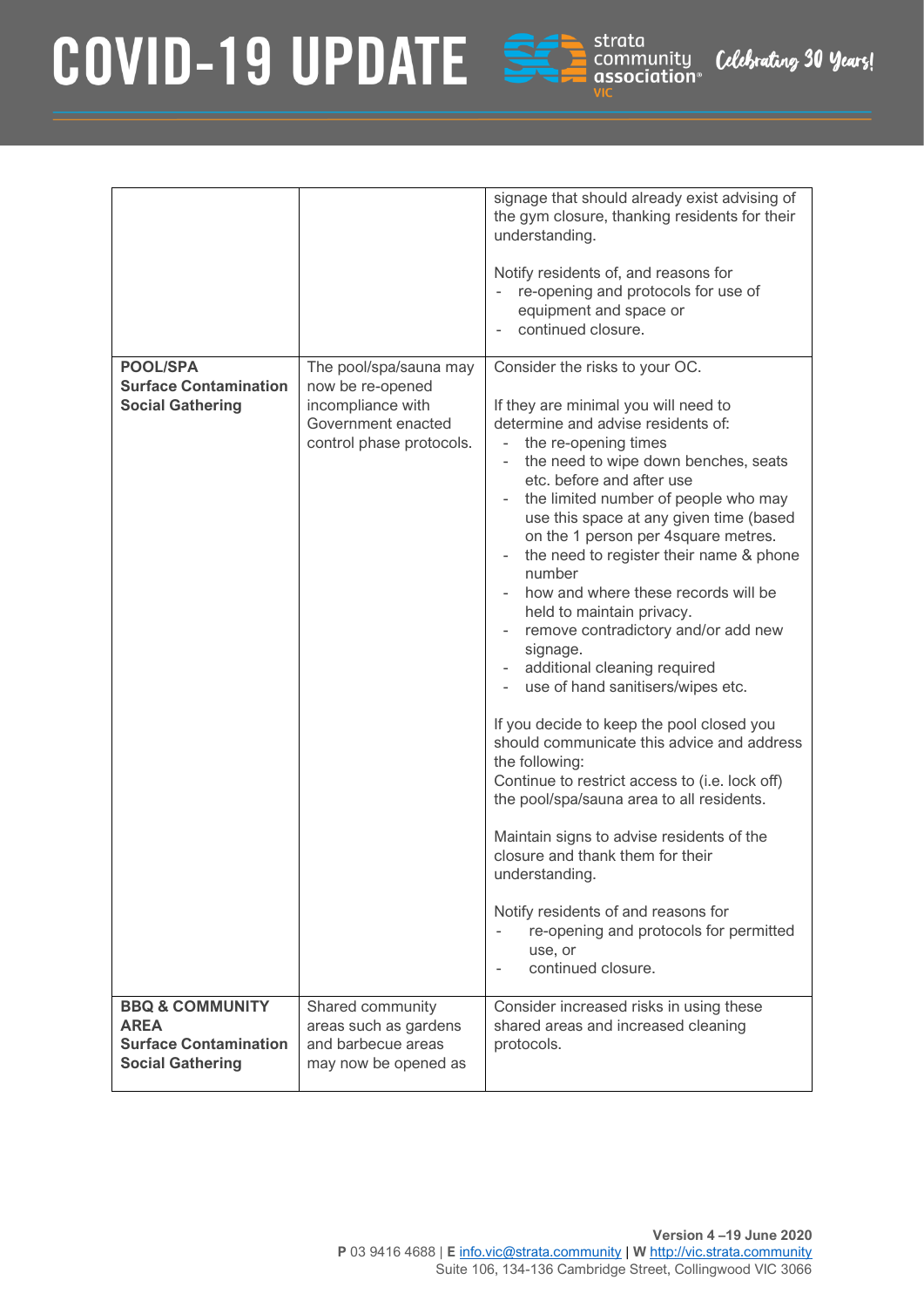| | | |
|---|---|---|
| | | signage that should already exist advising of the gym closure, thanking residents for their understanding.<br><br>Notify residents of, and reasons for<br>- re-opening and protocols for use of equipment and space or<br>- continued closure. |
| **POOL/SPA**<br>**Surface Contamination**<br>**Social Gathering** | The pool/spa/sauna may now be re-opened incompliance with Government enacted control phase protocols. | Consider the risks to your OC.<br><br>If they are minimal you will need to determine and advise residents of:<br>- the re-opening times<br>- the need to wipe down benches, seats etc. before and after use<br>- the limited number of people who may use this space at any given time (based on the 1 person per 4square metres.<br>- the need to register their name & phone number<br>- how and where these records will be held to maintain privacy.<br>- remove contradictory and/or add new signage.<br>- additional cleaning required<br>- use of hand sanitisers/wipes etc.<br><br>If you decide to keep the pool closed you should communicate this advice and address the following:<br>Continue to restrict access to (i.e. lock off) the pool/spa/sauna area to all residents.<br><br>Maintain signs to advise residents of the closure and thank them for their understanding.<br><br>Notify residents of and reasons for<br>- re-opening and protocols for permitted use, or<br>- continued closure. |
| **BBQ & COMMUNITY AREA**<br>**Surface Contamination**<br>**Social Gathering** | Shared community areas such as gardens and barbecue areas may now be opened as | Consider increased risks in using these shared areas and increased cleaning protocols. |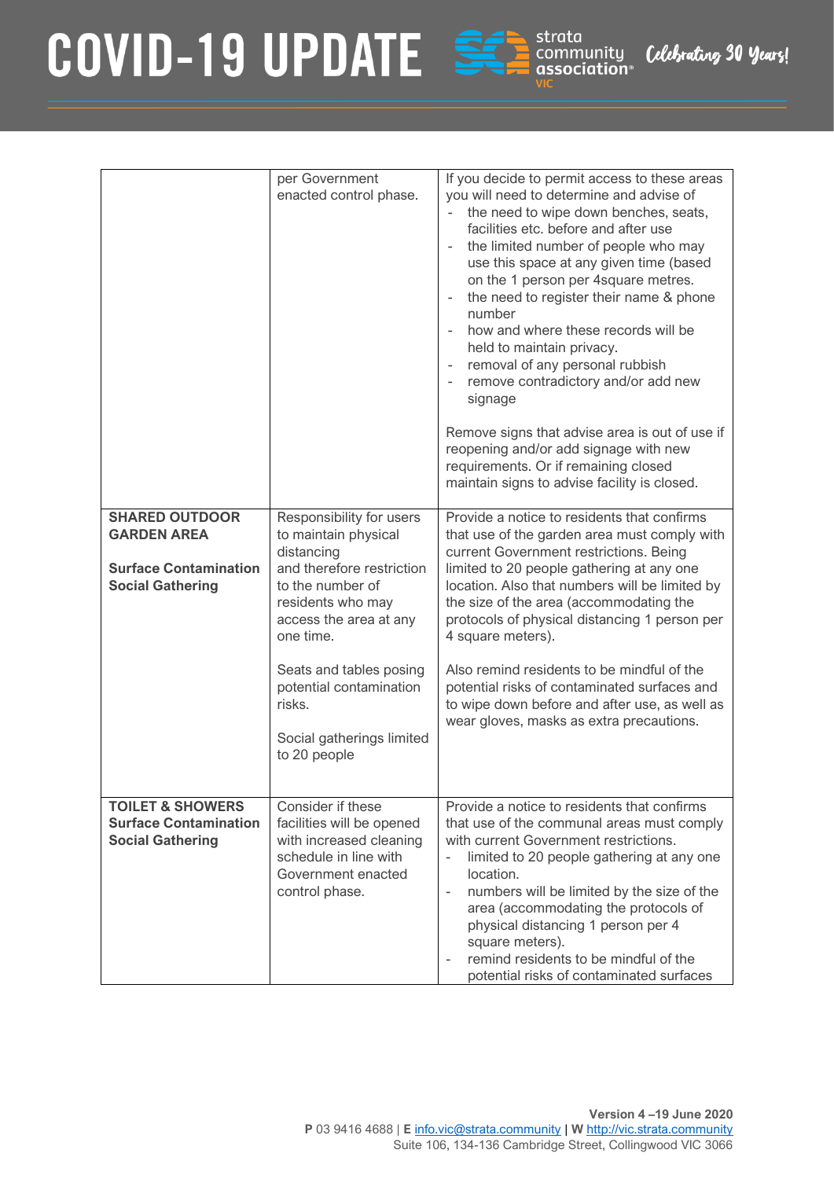| | | |
|---|---|---|
| | per Government enacted control phase. | If you decide to permit access to these areas you will need to determine and advise of<br>- the need to wipe down benches, seats, facilities etc. before and after use<br>- the limited number of people who may use this space at any given time (based on the 1 person per 4square metres.<br>- the need to register their name & phone number<br>- how and where these records will be held to maintain privacy.<br>- removal of any personal rubbish<br>- remove contradictory and/or add new signage<br><br>Remove signs that advise area is out of use if reopening and/or add signage with new requirements. Or if remaining closed maintain signs to advise facility is closed. |
| **SHARED OUTDOOR GARDEN AREA**<br><br>**Surface Contamination**<br>**Social Gathering** | Responsibility for users to maintain physical distancing and therefore restriction to the number of residents who may access the area at any one time.<br><br>Seats and tables posing potential contamination risks.<br><br>Social gatherings limited to 20 people | Provide a notice to residents that confirms that use of the garden area must comply with current Government restrictions. Being limited to 20 people gathering at any one location. Also that numbers will be limited by the size of the area (accommodating the protocols of physical distancing 1 person per 4 square meters).<br><br>Also remind residents to be mindful of the potential risks of contaminated surfaces and to wipe down before and after use, as well as wear gloves, masks as extra precautions. |
| **TOILET & SHOWERS**<br>**Surface Contamination**<br>**Social Gathering** | Consider if these facilities will be opened with increased cleaning schedule in line with Government enacted control phase. | Provide a notice to residents that confirms that use of the communal areas must comply with current Government restrictions.<br>- limited to 20 people gathering at any one location.<br>- numbers will be limited by the size of the area (accommodating the protocols of physical distancing 1 person per 4 square meters).<br>- remind residents to be mindful of the potential risks of contaminated surfaces |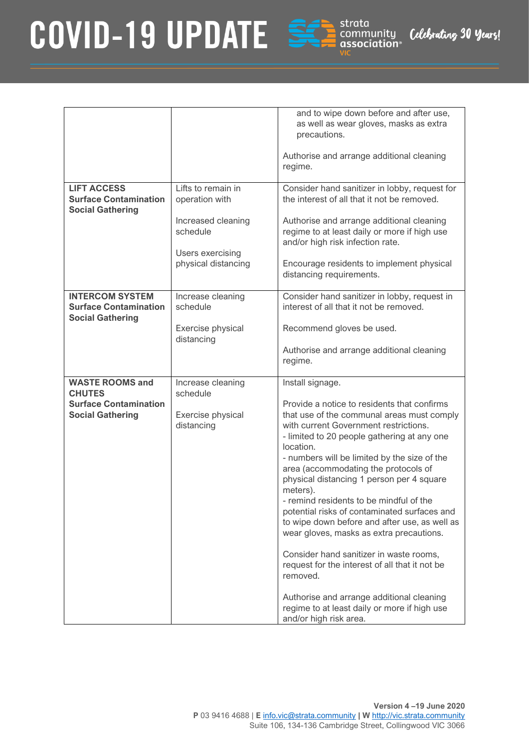| | | |
|---|---|---|
| | | and to wipe down before and after use, as well as wear gloves, masks as extra precautions.<br><br>Authorise and arrange additional cleaning regime. |
| **LIFT ACCESS**<br>**Surface Contamination**<br>**Social Gathering** | Lifts to remain in operation with<br><br>Increased cleaning schedule<br><br>Users exercising physical distancing | Consider hand sanitizer in lobby, request for the interest of all that it not be removed.<br><br>Authorise and arrange additional cleaning regime to at least daily or more if high use and/or high risk infection rate.<br><br>Encourage residents to implement physical distancing requirements. |
| **INTERCOM SYSTEM**<br>**Surface Contamination**<br>**Social Gathering** | Increase cleaning schedule<br><br>Exercise physical distancing | Consider hand sanitizer in lobby, request in interest of all that it not be removed.<br><br>Recommend gloves be used.<br><br>Authorise and arrange additional cleaning regime. |
| **WASTE ROOMS and CHUTES**<br>**Surface Contamination**<br>**Social Gathering** | Increase cleaning schedule<br><br>Exercise physical distancing | Install signage.<br><br>Provide a notice to residents that confirms that use of the communal areas must comply with current Government restrictions.<br>- limited to 20 people gathering at any one location.<br>- numbers will be limited by the size of the area (accommodating the protocols of physical distancing 1 person per 4 square meters).<br>- remind residents to be mindful of the potential risks of contaminated surfaces and to wipe down before and after use, as well as wear gloves, masks as extra precautions.<br><br>Consider hand sanitizer in waste rooms, request for the interest of all that it not be removed.<br><br>Authorise and arrange additional cleaning regime to at least daily or more if high use and/or high risk area. |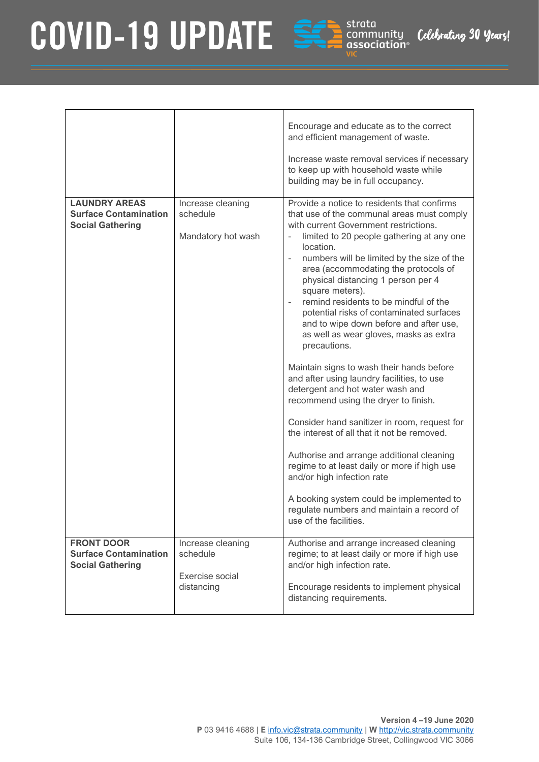| | | |
|---|---|---|
| | | Encourage and educate as to the correct and efficient management of waste.<br><br>Increase waste removal services if necessary to keep up with household waste while building may be in full occupancy. |
| **LAUNDRY AREAS**<br>**Surface Contamination**<br>**Social Gathering** | Increase cleaning schedule<br><br>Mandatory hot wash | Provide a notice to residents that confirms that use of the communal areas must comply with current Government restrictions.<br>- limited to 20 people gathering at any one location.<br>- numbers will be limited by the size of the area (accommodating the protocols of physical distancing 1 person per 4 square meters).<br>- remind residents to be mindful of the potential risks of contaminated surfaces and to wipe down before and after use, as well as wear gloves, masks as extra precautions.<br><br>Maintain signs to wash their hands before and after using laundry facilities, to use detergent and hot water wash and recommend using the dryer to finish.<br><br>Consider hand sanitizer in room, request for the interest of all that it not be removed.<br><br>Authorise and arrange additional cleaning regime to at least daily or more if high use and/or high infection rate<br><br>A booking system could be implemented to regulate numbers and maintain a record of use of the facilities. |
| **FRONT DOOR**<br>**Surface Contamination**<br>**Social Gathering** | Increase cleaning schedule<br><br>Exercise social distancing | Authorise and arrange increased cleaning regime; to at least daily or more if high use and/or high infection rate.<br><br>Encourage residents to implement physical distancing requirements. |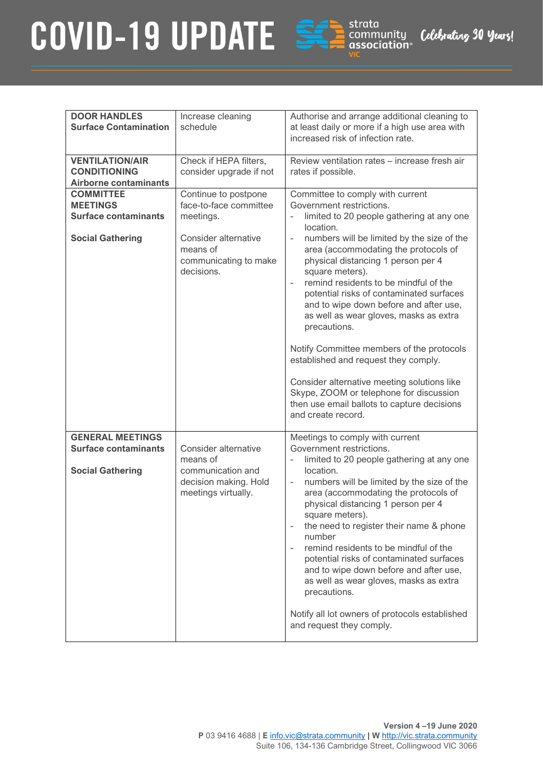| DOOR HANDLES<br>Surface Contamination | Increase cleaning schedule | Authorise and arrange additional cleaning to at least daily or more if a high use area with increased risk of infection rate. |
|---|---|---|
| **VENTILATION/AIR CONDITIONING**<br>**Airborne contaminants** | Check if HEPA filters, consider upgrade if not | Review ventilation rates – increase fresh air rates if possible. |
| **COMMITTEE MEETINGS**<br>**Surface contaminants**<br><br>**Social Gathering** | Continue to postpone face-to-face committee meetings.<br><br>Consider alternative means of communicating to make decisions. | Committee to comply with current Government restrictions.<br>- limited to 20 people gathering at any one location.<br>- numbers will be limited by the size of the area (accommodating the protocols of physical distancing 1 person per 4 square meters).<br>- remind residents to be mindful of the potential risks of contaminated surfaces and to wipe down before and after use, as well as wear gloves, masks as extra precautions.<br><br>Notify Committee members of the protocols established and request they comply.<br><br>Consider alternative meeting solutions like Skype, ZOOM or telephone for discussion then use email ballots to capture decisions and create record. |
| **GENERAL MEETINGS**<br>**Surface contaminants**<br><br>**Social Gathering** | Consider alternative means of communication and decision making. Hold meetings virtually. | Meetings to comply with current Government restrictions.<br>- limited to 20 people gathering at any one location.<br>- numbers will be limited by the size of the area (accommodating the protocols of physical distancing 1 person per 4 square meters).<br>- the need to register their name & phone number<br>- remind residents to be mindful of the potential risks of contaminated surfaces and to wipe down before and after use, as well as wear gloves, masks as extra precautions.<br><br>Notify all lot owners of protocols established and request they comply. |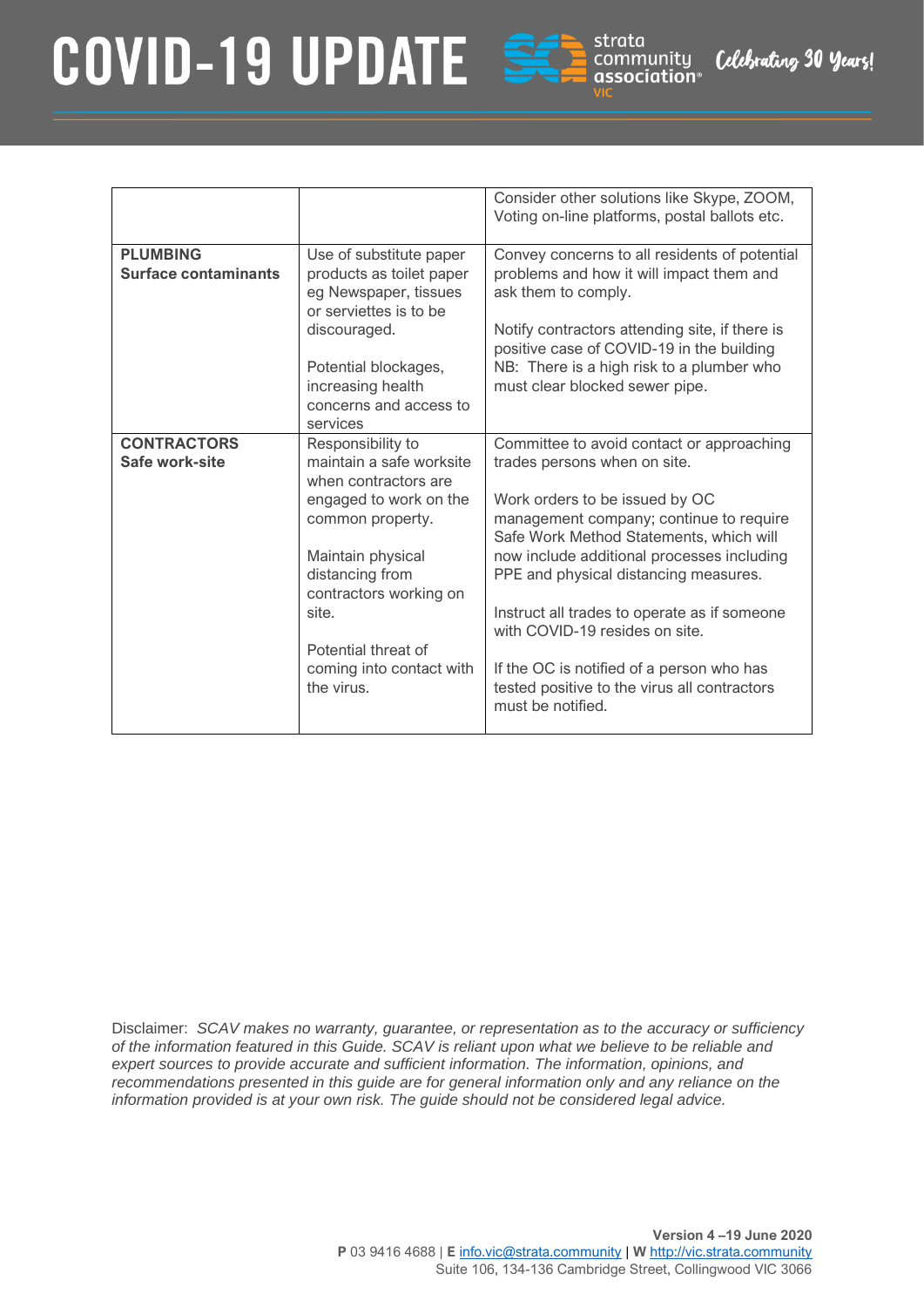| | | |
|---|---|---|
| | | Consider other solutions like Skype, ZOOM, Voting on-line platforms, postal ballots etc. |
| **PLUMBING**<br>**Surface contaminants** | Use of substitute paper products as toilet paper eg Newspaper, tissues or serviettes is to be discouraged.<br><br>Potential blockages, increasing health concerns and access to services | Convey concerns to all residents of potential problems and how it will impact them and ask them to comply.<br><br>Notify contractors attending site, if there is positive case of COVID-19 in the building NB: There is a high risk to a plumber who must clear blocked sewer pipe. |
| **CONTRACTORS**<br>**Safe work-site** | Responsibility to maintain a safe worksite when contractors are engaged to work on the common property.<br><br>Maintain physical distancing from contractors working on site.<br><br>Potential threat of coming into contact with the virus. | Committee to avoid contact or approaching trades persons when on site.<br><br>Work orders to be issued by OC management company; continue to require Safe Work Method Statements, which will now include additional processes including PPE and physical distancing measures.<br><br>Instruct all trades to operate as if someone with COVID-19 resides on site.<br><br>If the OC is notified of a person who has tested positive to the virus all contractors must be notified. |

Disclaimer: *SCAV makes no warranty, guarantee, or representation as to the accuracy or sufficiency of the information featured in this Guide. SCAV is reliant upon what we believe to be reliable and expert sources to provide accurate and sufficient information. The information, opinions, and recommendations presented in this guide are for general information only and any reliance on the information provided is at your own risk. The guide should not be considered legal advice.*